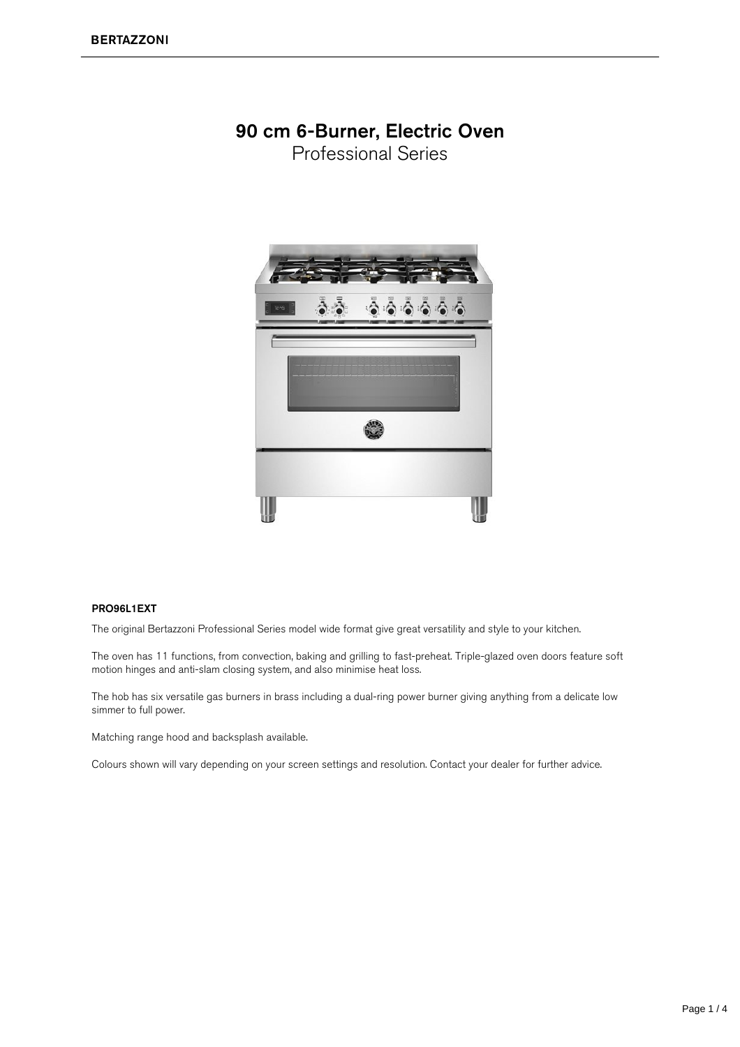# 90 cm 6-Burner, Electric Oven

Professional Series

**PRO96L1EXT**

The original Bertazzoni Professional Series model wide format give great versatility and style to your kitchen.

The oven has 11 functions, from convection, baking and grilling to fast-preheat. Triple-glazed oven doors feature soft motion hinges and anti-slam closing system, and also minimise heat loss.

The hob has six versatile gas burners in brass including a dual-ring power burner giving anything from a delicate low simmer to full power.

Matching range hood and backsplash available.

Colours shown will vary depending on your screen settings and resolution. Contact your dealer for further advice.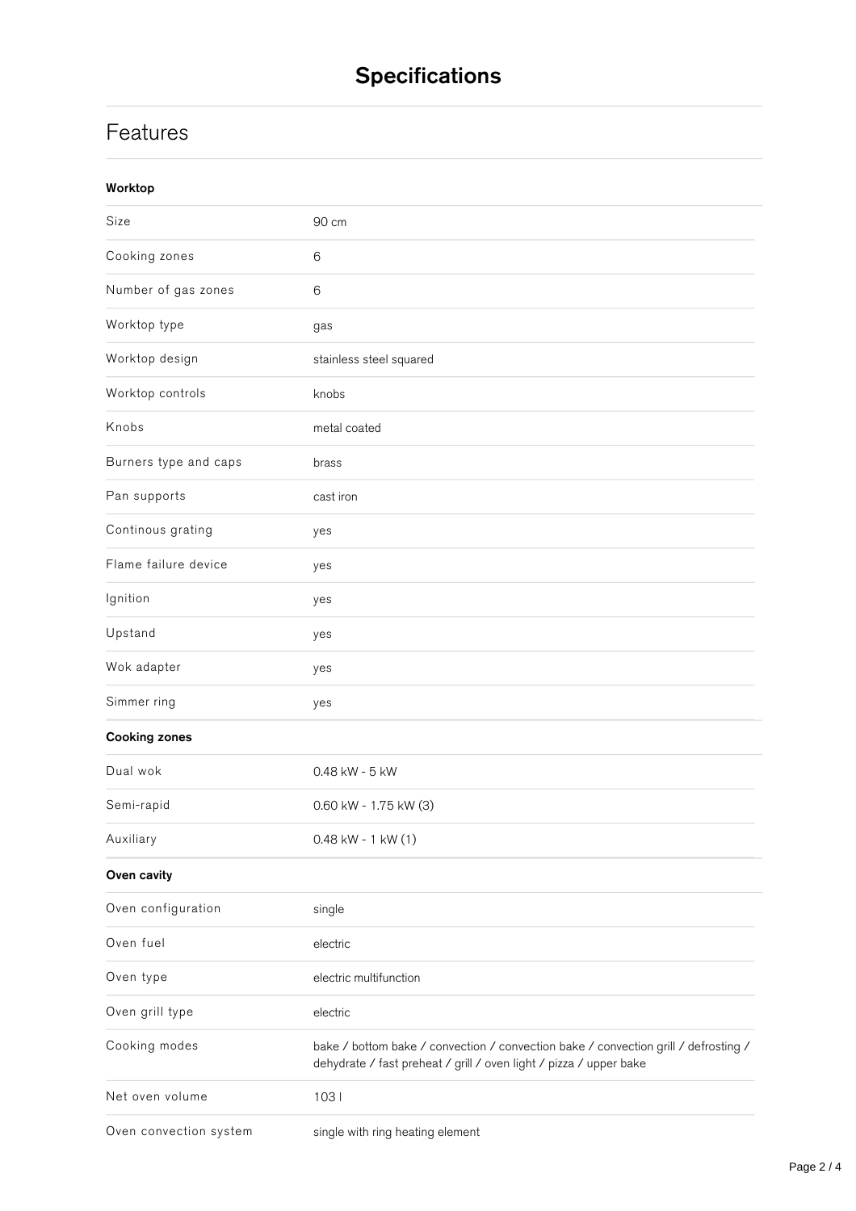# Specifications

## Features

### Worktop

| | |
|---|---|
| Size | 90 cm |
| Cooking zones | 6 |
| Number of gas zones | 6 |
| Worktop type | gas |
| Worktop design | stainless steel squared |
| Worktop controls | knobs |
| Knobs | metal coated |
| Burners type and caps | brass |
| Pan supports | cast iron |
| Continous grating | yes |
| Flame failure device | yes |
| Ignition | yes |
| Upstand | yes |
| Wok adapter | yes |
| Simmer ring | yes |

### Cooking zones

| | |
|---|---|
| Dual wok | 0.48 kW - 5 kW |
| Semi-rapid | 0.60 kW - 1.75 kW (3) |
| Auxiliary | 0.48 kW - 1 kW (1) |

### Oven cavity

| | |
|---|---|
| Oven configuration | single |
| Oven fuel | electric |
| Oven type | electric multifunction |
| Oven grill type | electric |
| Cooking modes | bake / bottom bake / convection / convection bake / convection grill / defrosting / dehydrate / fast preheat / grill / oven light / pizza / upper bake |
| Net oven volume | 103 l |
| Oven convection system | single with ring heating element |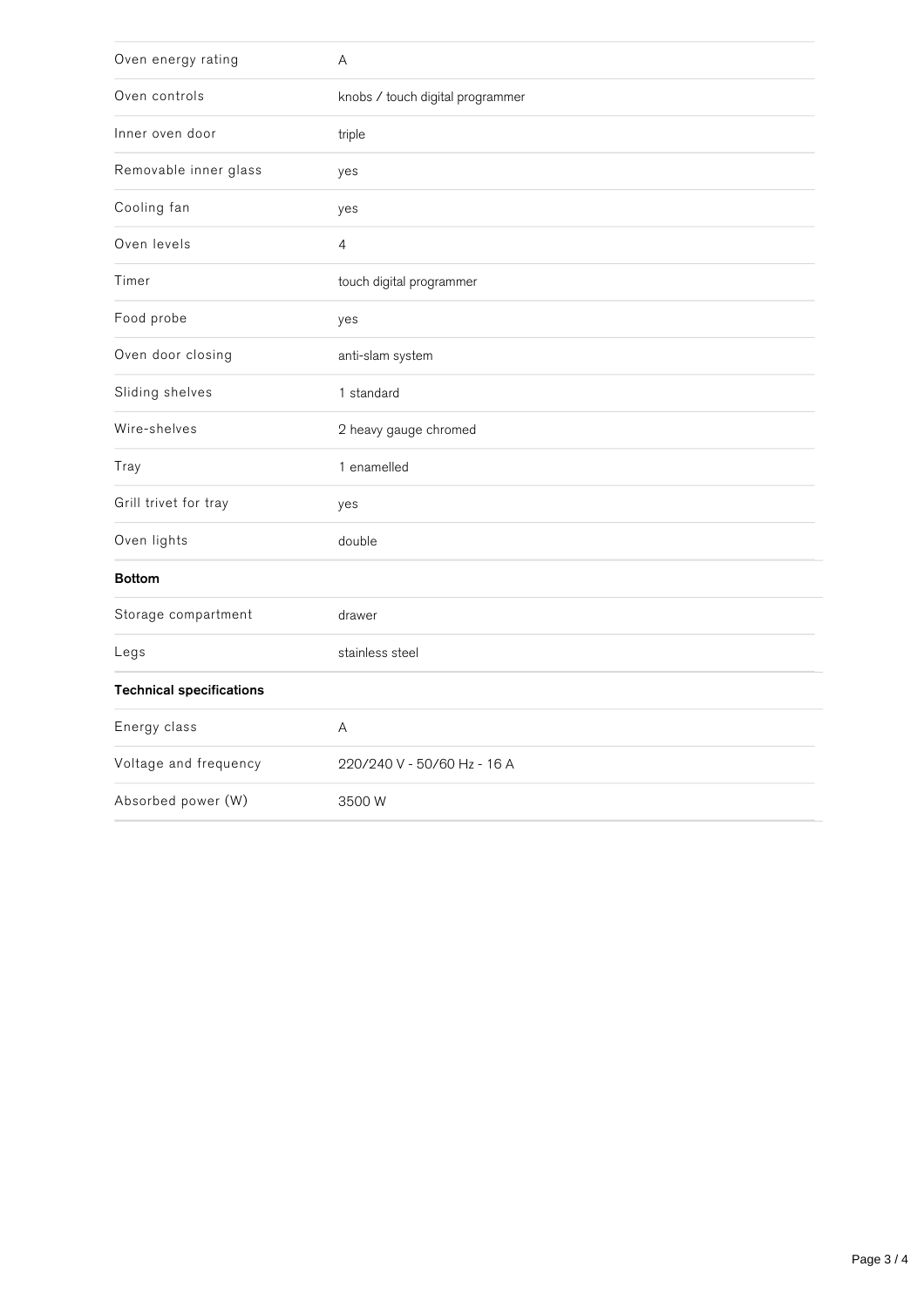| | |
|---|---|
| Oven energy rating | A |
| Oven controls | knobs / touch digital programmer |
| Inner oven door | triple |
| Removable inner glass | yes |
| Cooling fan | yes |
| Oven levels | 4 |
| Timer | touch digital programmer |
| Food probe | yes |
| Oven door closing | anti-slam system |
| Sliding shelves | 1 standard |
| Wire-shelves | 2 heavy gauge chromed |
| Tray | 1 enamelled |
| Grill trivet for tray | yes |
| Oven lights | double |

**Bottom**

| | |
|---|---|
| Storage compartment | drawer |
| Legs | stainless steel |

**Technical specifications**

| | |
|---|---|
| Energy class | A |
| Voltage and frequency | 220/240 V - 50/60 Hz - 16 A |
| Absorbed power (W) | 3500 W |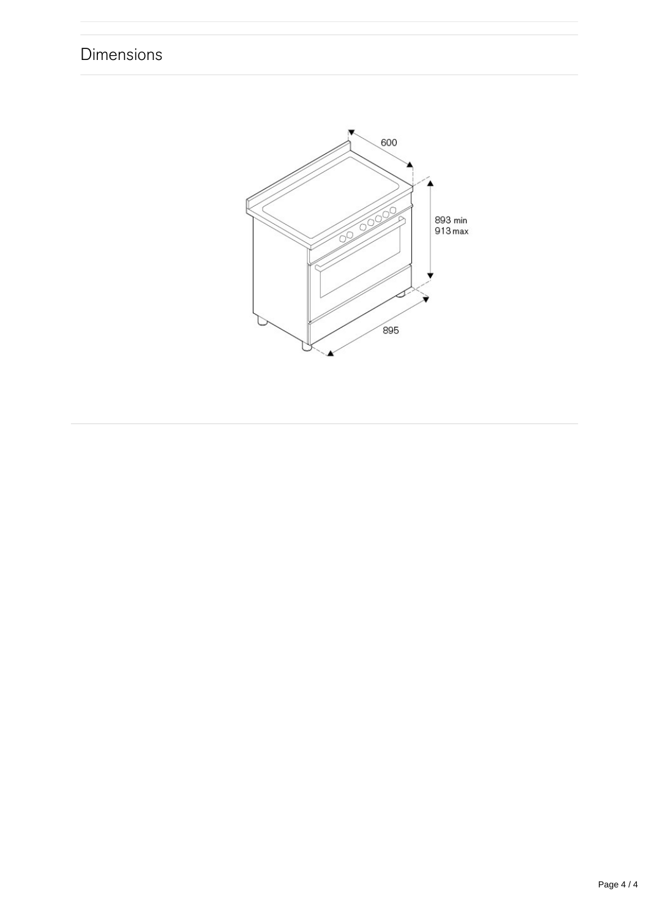## Dimensions

600

893 min
913 max

895